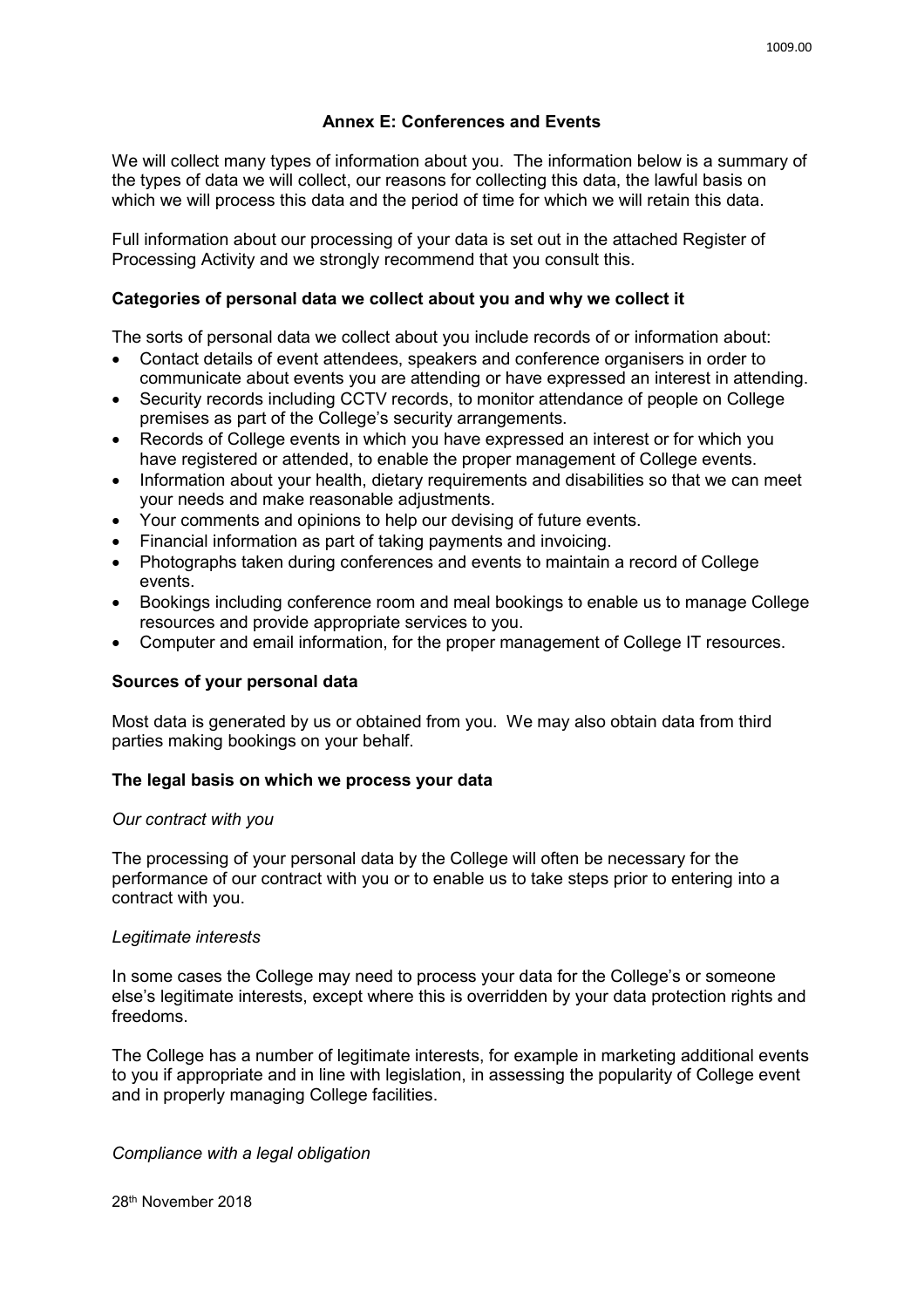## Annex E: Conferences and Events

We will collect many types of information about you. The information below is a summary of the types of data we will collect, our reasons for collecting this data, the lawful basis on which we will process this data and the period of time for which we will retain this data.

Full information about our processing of your data is set out in the attached Register of Processing Activity and we strongly recommend that you consult this.

### Categories of personal data we collect about you and why we collect it

The sorts of personal data we collect about you include records of or information about:

- Contact details of event attendees, speakers and conference organisers in order to communicate about events you are attending or have expressed an interest in attending.
- Security records including CCTV records, to monitor attendance of people on College premises as part of the College's security arrangements.
- Records of College events in which you have expressed an interest or for which you have registered or attended, to enable the proper management of College events.
- Information about your health, dietary requirements and disabilities so that we can meet your needs and make reasonable adjustments.
- Your comments and opinions to help our devising of future events.
- Financial information as part of taking payments and invoicing.
- Photographs taken during conferences and events to maintain a record of College events.
- Bookings including conference room and meal bookings to enable us to manage College resources and provide appropriate services to you.
- Computer and email information, for the proper management of College IT resources.

### Sources of your personal data

Most data is generated by us or obtained from you. We may also obtain data from third parties making bookings on your behalf.

### The legal basis on which we process your data

*Our contract with you*

The processing of your personal data by the College will often be necessary for the performance of our contract with you or to enable us to take steps prior to entering into a contract with you.

*Legitimate interests*

In some cases the College may need to process your data for the College's or someone else's legitimate interests, except where this is overridden by your data protection rights and freedoms.

The College has a number of legitimate interests, for example in marketing additional events to you if appropriate and in line with legislation, in assessing the popularity of College event and in properly managing College facilities.

*Compliance with a legal obligation*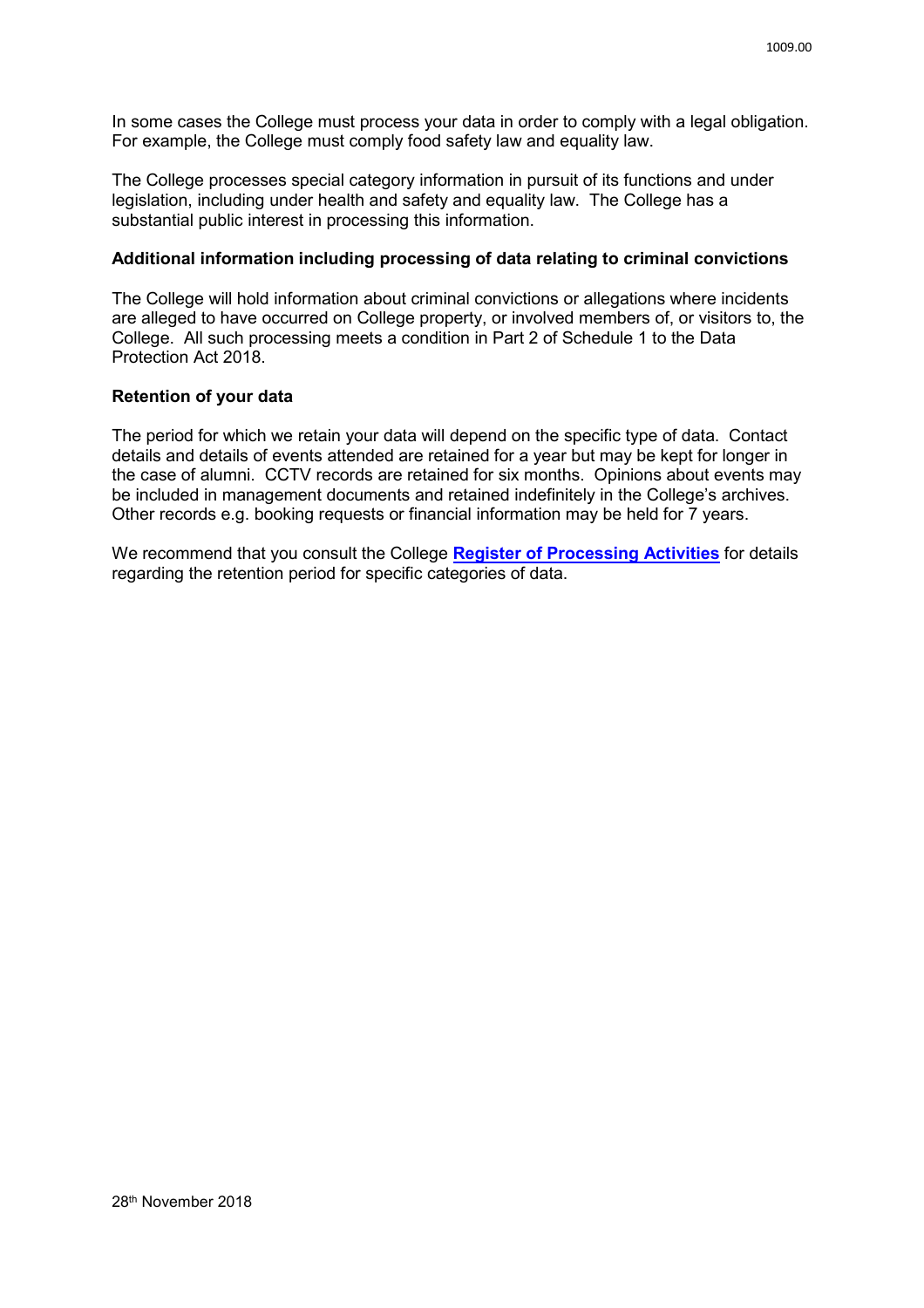In some cases the College must process your data in order to comply with a legal obligation. For example, the College must comply food safety law and equality law.

The College processes special category information in pursuit of its functions and under legislation, including under health and safety and equality law. The College has a substantial public interest in processing this information.

**Additional information including processing of data relating to criminal convictions**

The College will hold information about criminal convictions or allegations where incidents are alleged to have occurred on College property, or involved members of, or visitors to, the College. All such processing meets a condition in Part 2 of Schedule 1 to the Data Protection Act 2018.

**Retention of your data**

The period for which we retain your data will depend on the specific type of data. Contact details and details of events attended are retained for a year but may be kept for longer in the case of alumni. CCTV records are retained for six months. Opinions about events may be included in management documents and retained indefinitely in the College's archives. Other records e.g. booking requests or financial information may be held for 7 years.

We recommend that you consult the College **Register of Processing Activities** for details regarding the retention period for specific categories of data.

28th November 2018